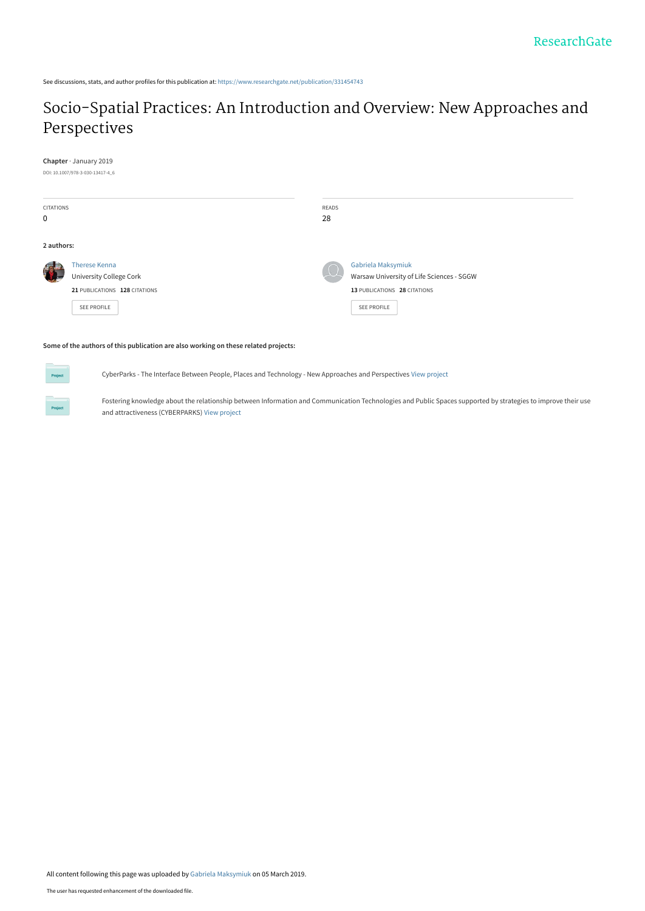ResearchGate

See discussions, stats, and author profiles for this publication at: https://www.researchgate.net/publication/331454743

# Socio-Spatial Practices: An Introduction and Overview: New Approaches and Perspectives

**Chapter** · January 2019

DOI: 10.1007/978-3-030-13417-4_6

| CITATIONS | READS |
| --- | --- |
| 0 | 28 |

**2 authors:**

Therese Kenna
University College Cork
**21** PUBLICATIONS **128** CITATIONS
SEE PROFILE

Gabriela Maksymiuk
Warsaw University of Life Sciences - SGGW
**13** PUBLICATIONS **28** CITATIONS
SEE PROFILE

**Some of the authors of this publication are also working on these related projects:**

Project: CyberParks - The Interface Between People, Places and Technology - New Approaches and Perspectives View project

Project: Fostering knowledge about the relationship between Information and Communication Technologies and Public Spaces supported by strategies to improve their use and attractiveness (CYBERPARKS) View project

All content following this page was uploaded by Gabriela Maksymiuk on 05 March 2019.

The user has requested enhancement of the downloaded file.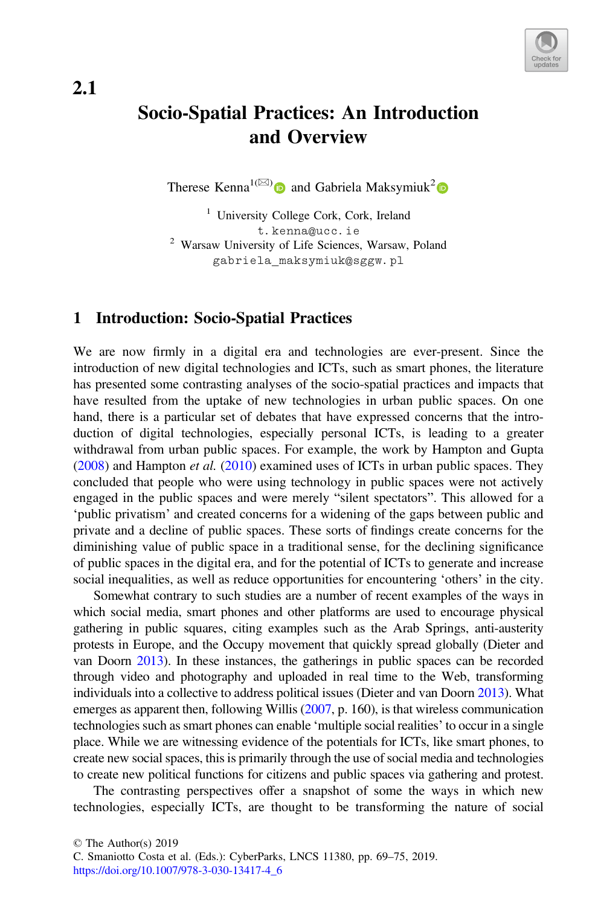# 2.1

# Socio-Spatial Practices: An Introduction and Overview

Therese Kenna[1] and Gabriela Maksymiuk[2]

[1] University College Cork, Cork, Ireland
t.kenna@ucc.ie
[2] Warsaw University of Life Sciences, Warsaw, Poland
gabriela_maksymiuk@sggw.pl

## 1 Introduction: Socio-Spatial Practices

We are now firmly in a digital era and technologies are ever-present. Since the introduction of new digital technologies and ICTs, such as smart phones, the literature has presented some contrasting analyses of the socio-spatial practices and impacts that have resulted from the uptake of new technologies in urban public spaces. On one hand, there is a particular set of debates that have expressed concerns that the introduction of digital technologies, especially personal ICTs, is leading to a greater withdrawal from urban public spaces. For example, the work by Hampton and Gupta (2008) and Hampton *et al.* (2010) examined uses of ICTs in urban public spaces. They concluded that people who were using technology in public spaces were not actively engaged in the public spaces and were merely "silent spectators". This allowed for a 'public privatism' and created concerns for a widening of the gaps between public and private and a decline of public spaces. These sorts of findings create concerns for the diminishing value of public space in a traditional sense, for the declining significance of public spaces in the digital era, and for the potential of ICTs to generate and increase social inequalities, as well as reduce opportunities for encountering 'others' in the city.

Somewhat contrary to such studies are a number of recent examples of the ways in which social media, smart phones and other platforms are used to encourage physical gathering in public squares, citing examples such as the Arab Springs, anti-austerity protests in Europe, and the Occupy movement that quickly spread globally (Dieter and van Doorn 2013). In these instances, the gatherings in public spaces can be recorded through video and photography and uploaded in real time to the Web, transforming individuals into a collective to address political issues (Dieter and van Doorn 2013). What emerges as apparent then, following Willis (2007, p. 160), is that wireless communication technologies such as smart phones can enable 'multiple social realities' to occur in a single place. While we are witnessing evidence of the potentials for ICTs, like smart phones, to create new social spaces, this is primarily through the use of social media and technologies to create new political functions for citizens and public spaces via gathering and protest.

The contrasting perspectives offer a snapshot of some the ways in which new technologies, especially ICTs, are thought to be transforming the nature of social

© The Author(s) 2019
C. Smaniotto Costa et al. (Eds.): CyberParks, LNCS 11380, pp. 69–75, 2019.
https://doi.org/10.1007/978-3-030-13417-4_6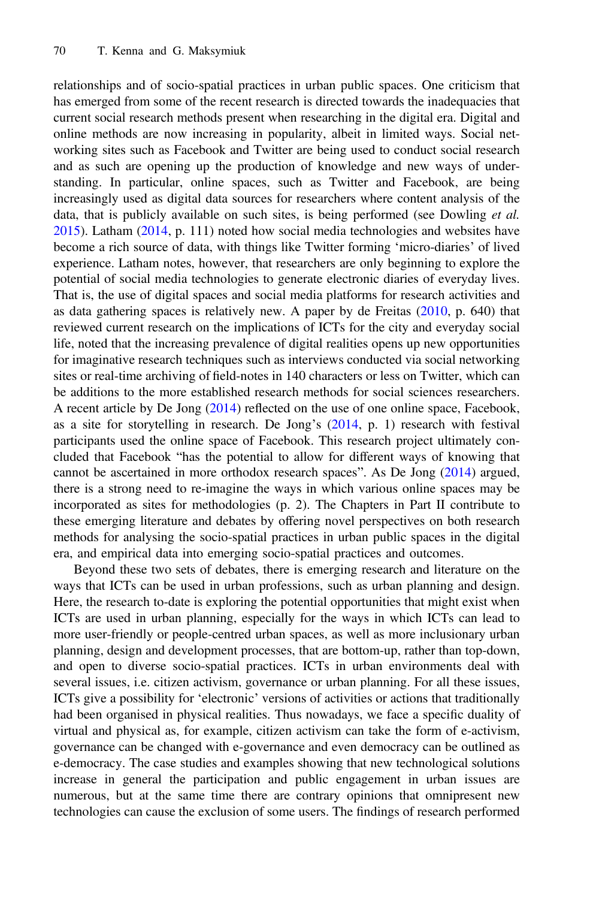relationships and of socio-spatial practices in urban public spaces. One criticism that has emerged from some of the recent research is directed towards the inadequacies that current social research methods present when researching in the digital era. Digital and online methods are now increasing in popularity, albeit in limited ways. Social networking sites such as Facebook and Twitter are being used to conduct social research and as such are opening up the production of knowledge and new ways of understanding. In particular, online spaces, such as Twitter and Facebook, are being increasingly used as digital data sources for researchers where content analysis of the data, that is publicly available on such sites, is being performed (see Dowling *et al.* 2015). Latham (2014, p. 111) noted how social media technologies and websites have become a rich source of data, with things like Twitter forming 'micro-diaries' of lived experience. Latham notes, however, that researchers are only beginning to explore the potential of social media technologies to generate electronic diaries of everyday lives. That is, the use of digital spaces and social media platforms for research activities and as data gathering spaces is relatively new. A paper by de Freitas (2010, p. 640) that reviewed current research on the implications of ICTs for the city and everyday social life, noted that the increasing prevalence of digital realities opens up new opportunities for imaginative research techniques such as interviews conducted via social networking sites or real-time archiving of field-notes in 140 characters or less on Twitter, which can be additions to the more established research methods for social sciences researchers. A recent article by De Jong (2014) reflected on the use of one online space, Facebook, as a site for storytelling in research. De Jong's (2014, p. 1) research with festival participants used the online space of Facebook. This research project ultimately concluded that Facebook "has the potential to allow for different ways of knowing that cannot be ascertained in more orthodox research spaces". As De Jong (2014) argued, there is a strong need to re-imagine the ways in which various online spaces may be incorporated as sites for methodologies (p. 2). The Chapters in Part II contribute to these emerging literature and debates by offering novel perspectives on both research methods for analysing the socio-spatial practices in urban public spaces in the digital era, and empirical data into emerging socio-spatial practices and outcomes.

Beyond these two sets of debates, there is emerging research and literature on the ways that ICTs can be used in urban professions, such as urban planning and design. Here, the research to-date is exploring the potential opportunities that might exist when ICTs are used in urban planning, especially for the ways in which ICTs can lead to more user-friendly or people-centred urban spaces, as well as more inclusionary urban planning, design and development processes, that are bottom-up, rather than top-down, and open to diverse socio-spatial practices. ICTs in urban environments deal with several issues, i.e. citizen activism, governance or urban planning. For all these issues, ICTs give a possibility for 'electronic' versions of activities or actions that traditionally had been organised in physical realities. Thus nowadays, we face a specific duality of virtual and physical as, for example, citizen activism can take the form of e-activism, governance can be changed with e-governance and even democracy can be outlined as e-democracy. The case studies and examples showing that new technological solutions increase in general the participation and public engagement in urban issues are numerous, but at the same time there are contrary opinions that omnipresent new technologies can cause the exclusion of some users. The findings of research performed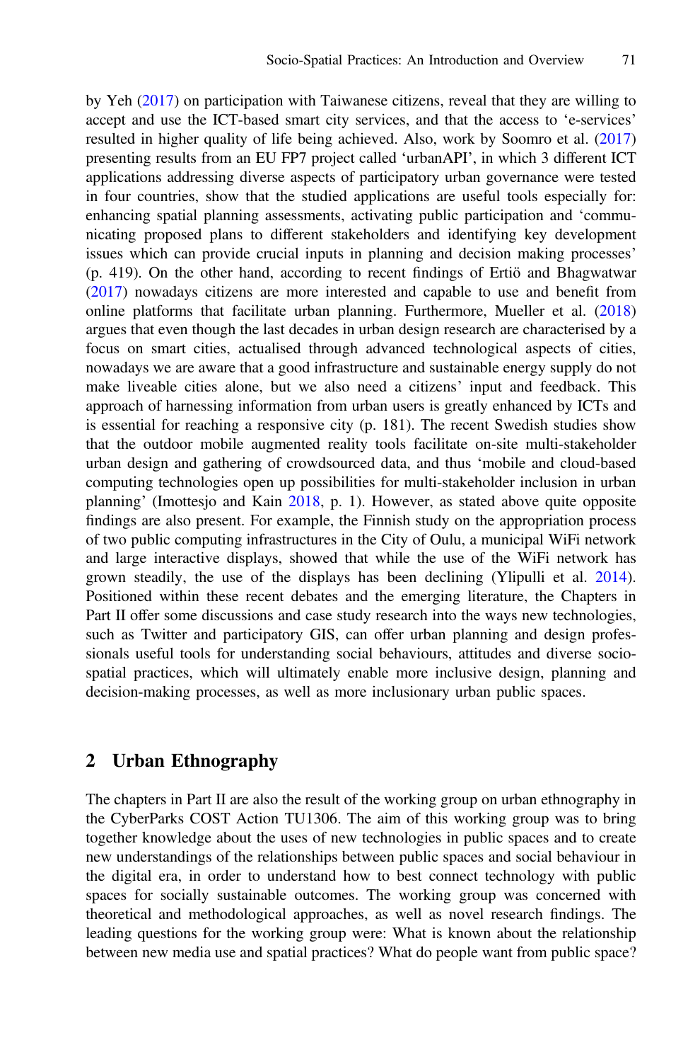by Yeh (2017) on participation with Taiwanese citizens, reveal that they are willing to accept and use the ICT-based smart city services, and that the access to 'e-services' resulted in higher quality of life being achieved. Also, work by Soomro et al. (2017) presenting results from an EU FP7 project called 'urbanAPI', in which 3 different ICT applications addressing diverse aspects of participatory urban governance were tested in four countries, show that the studied applications are useful tools especially for: enhancing spatial planning assessments, activating public participation and 'communicating proposed plans to different stakeholders and identifying key development issues which can provide crucial inputs in planning and decision making processes' (p. 419). On the other hand, according to recent findings of Ertiö and Bhagwatwar (2017) nowadays citizens are more interested and capable to use and benefit from online platforms that facilitate urban planning. Furthermore, Mueller et al. (2018) argues that even though the last decades in urban design research are characterised by a focus on smart cities, actualised through advanced technological aspects of cities, nowadays we are aware that a good infrastructure and sustainable energy supply do not make liveable cities alone, but we also need a citizens' input and feedback. This approach of harnessing information from urban users is greatly enhanced by ICTs and is essential for reaching a responsive city (p. 181). The recent Swedish studies show that the outdoor mobile augmented reality tools facilitate on-site multi-stakeholder urban design and gathering of crowdsourced data, and thus 'mobile and cloud-based computing technologies open up possibilities for multi-stakeholder inclusion in urban planning' (Imottesjo and Kain 2018, p. 1). However, as stated above quite opposite findings are also present. For example, the Finnish study on the appropriation process of two public computing infrastructures in the City of Oulu, a municipal WiFi network and large interactive displays, showed that while the use of the WiFi network has grown steadily, the use of the displays has been declining (Ylipulli et al. 2014). Positioned within these recent debates and the emerging literature, the Chapters in Part II offer some discussions and case study research into the ways new technologies, such as Twitter and participatory GIS, can offer urban planning and design professionals useful tools for understanding social behaviours, attitudes and diverse socio-spatial practices, which will ultimately enable more inclusive design, planning and decision-making processes, as well as more inclusionary urban public spaces.

## 2 Urban Ethnography

The chapters in Part II are also the result of the working group on urban ethnography in the CyberParks COST Action TU1306. The aim of this working group was to bring together knowledge about the uses of new technologies in public spaces and to create new understandings of the relationships between public spaces and social behaviour in the digital era, in order to understand how to best connect technology with public spaces for socially sustainable outcomes. The working group was concerned with theoretical and methodological approaches, as well as novel research findings. The leading questions for the working group were: What is known about the relationship between new media use and spatial practices? What do people want from public space?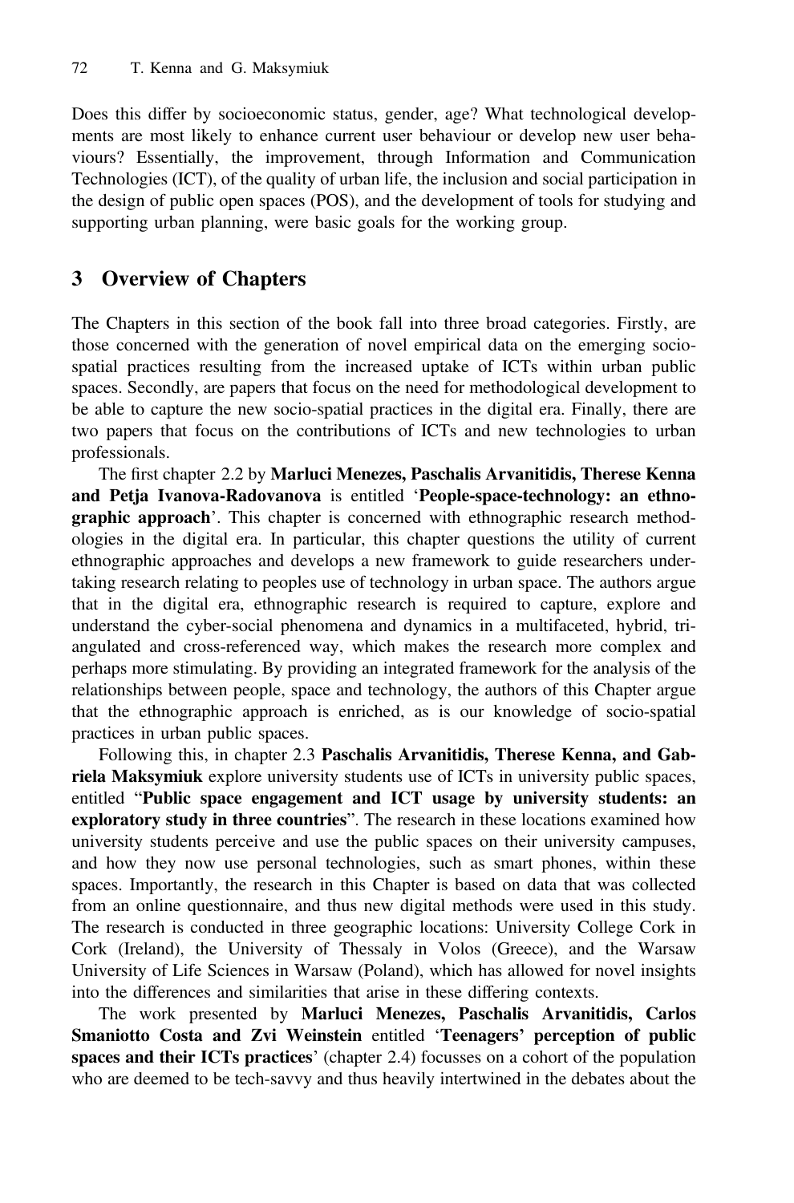Does this differ by socioeconomic status, gender, age? What technological developments are most likely to enhance current user behaviour or develop new user behaviours? Essentially, the improvement, through Information and Communication Technologies (ICT), of the quality of urban life, the inclusion and social participation in the design of public open spaces (POS), and the development of tools for studying and supporting urban planning, were basic goals for the working group.

## 3 Overview of Chapters

The Chapters in this section of the book fall into three broad categories. Firstly, are those concerned with the generation of novel empirical data on the emerging socio-spatial practices resulting from the increased uptake of ICTs within urban public spaces. Secondly, are papers that focus on the need for methodological development to be able to capture the new socio-spatial practices in the digital era. Finally, there are two papers that focus on the contributions of ICTs and new technologies to urban professionals.

The first chapter 2.2 by **Marluci Menezes, Paschalis Arvanitidis, Therese Kenna and Petja Ivanova-Radovanova** is entitled '**People-space-technology: an ethnographic approach**'. This chapter is concerned with ethnographic research methodologies in the digital era. In particular, this chapter questions the utility of current ethnographic approaches and develops a new framework to guide researchers undertaking research relating to peoples use of technology in urban space. The authors argue that in the digital era, ethnographic research is required to capture, explore and understand the cyber-social phenomena and dynamics in a multifaceted, hybrid, triangulated and cross-referenced way, which makes the research more complex and perhaps more stimulating. By providing an integrated framework for the analysis of the relationships between people, space and technology, the authors of this Chapter argue that the ethnographic approach is enriched, as is our knowledge of socio-spatial practices in urban public spaces.

Following this, in chapter 2.3 **Paschalis Arvanitidis, Therese Kenna, and Gabriela Maksymiuk** explore university students use of ICTs in university public spaces, entitled "**Public space engagement and ICT usage by university students: an exploratory study in three countries**". The research in these locations examined how university students perceive and use the public spaces on their university campuses, and how they now use personal technologies, such as smart phones, within these spaces. Importantly, the research in this Chapter is based on data that was collected from an online questionnaire, and thus new digital methods were used in this study. The research is conducted in three geographic locations: University College Cork in Cork (Ireland), the University of Thessaly in Volos (Greece), and the Warsaw University of Life Sciences in Warsaw (Poland), which has allowed for novel insights into the differences and similarities that arise in these differing contexts.

The work presented by **Marluci Menezes, Paschalis Arvanitidis, Carlos Smaniotto Costa and Zvi Weinstein** entitled '**Teenagers' perception of public spaces and their ICTs practices**' (chapter 2.4) focusses on a cohort of the population who are deemed to be tech-savvy and thus heavily intertwined in the debates about the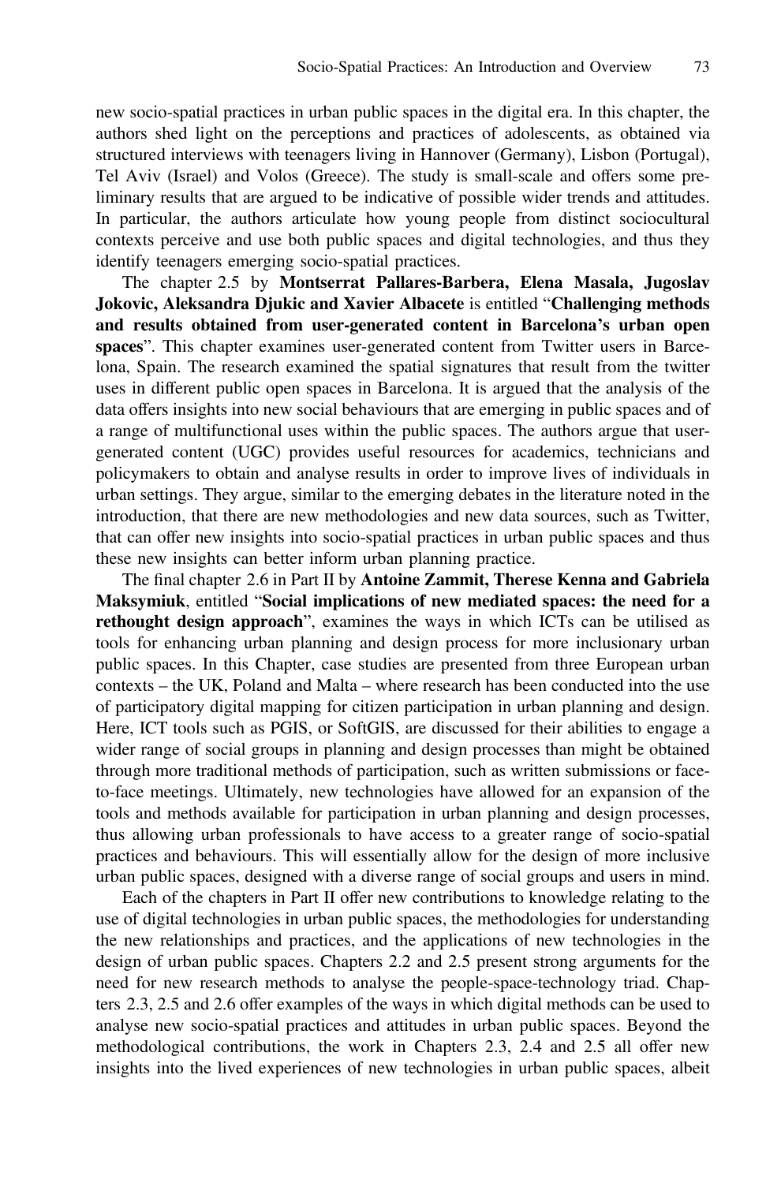new socio-spatial practices in urban public spaces in the digital era. In this chapter, the authors shed light on the perceptions and practices of adolescents, as obtained via structured interviews with teenagers living in Hannover (Germany), Lisbon (Portugal), Tel Aviv (Israel) and Volos (Greece). The study is small-scale and offers some preliminary results that are argued to be indicative of possible wider trends and attitudes. In particular, the authors articulate how young people from distinct sociocultural contexts perceive and use both public spaces and digital technologies, and thus they identify teenagers emerging socio-spatial practices.

The chapter 2.5 by **Montserrat Pallares-Barbera, Elena Masala, Jugoslav Jokovic, Aleksandra Djukic and Xavier Albacete** is entitled "**Challenging methods and results obtained from user-generated content in Barcelona's urban open spaces**". This chapter examines user-generated content from Twitter users in Barcelona, Spain. The research examined the spatial signatures that result from the twitter uses in different public open spaces in Barcelona. It is argued that the analysis of the data offers insights into new social behaviours that are emerging in public spaces and of a range of multifunctional uses within the public spaces. The authors argue that user-generated content (UGC) provides useful resources for academics, technicians and policymakers to obtain and analyse results in order to improve lives of individuals in urban settings. They argue, similar to the emerging debates in the literature noted in the introduction, that there are new methodologies and new data sources, such as Twitter, that can offer new insights into socio-spatial practices in urban public spaces and thus these new insights can better inform urban planning practice.

The final chapter 2.6 in Part II by **Antoine Zammit, Therese Kenna and Gabriela Maksymiuk**, entitled "**Social implications of new mediated spaces: the need for a rethought design approach**", examines the ways in which ICTs can be utilised as tools for enhancing urban planning and design process for more inclusionary urban public spaces. In this Chapter, case studies are presented from three European urban contexts – the UK, Poland and Malta – where research has been conducted into the use of participatory digital mapping for citizen participation in urban planning and design. Here, ICT tools such as PGIS, or SoftGIS, are discussed for their abilities to engage a wider range of social groups in planning and design processes than might be obtained through more traditional methods of participation, such as written submissions or face-to-face meetings. Ultimately, new technologies have allowed for an expansion of the tools and methods available for participation in urban planning and design processes, thus allowing urban professionals to have access to a greater range of socio-spatial practices and behaviours. This will essentially allow for the design of more inclusive urban public spaces, designed with a diverse range of social groups and users in mind.

Each of the chapters in Part II offer new contributions to knowledge relating to the use of digital technologies in urban public spaces, the methodologies for understanding the new relationships and practices, and the applications of new technologies in the design of urban public spaces. Chapters 2.2 and 2.5 present strong arguments for the need for new research methods to analyse the people-space-technology triad. Chapters 2.3, 2.5 and 2.6 offer examples of the ways in which digital methods can be used to analyse new socio-spatial practices and attitudes in urban public spaces. Beyond the methodological contributions, the work in Chapters 2.3, 2.4 and 2.5 all offer new insights into the lived experiences of new technologies in urban public spaces, albeit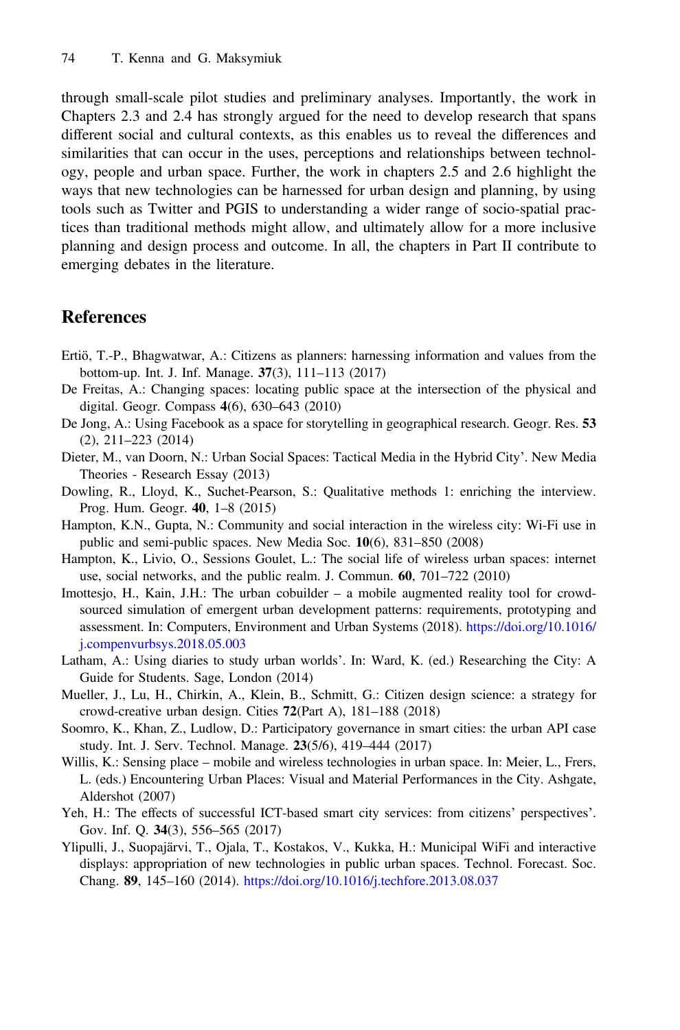through small-scale pilot studies and preliminary analyses. Importantly, the work in Chapters 2.3 and 2.4 has strongly argued for the need to develop research that spans different social and cultural contexts, as this enables us to reveal the differences and similarities that can occur in the uses, perceptions and relationships between technology, people and urban space. Further, the work in chapters 2.5 and 2.6 highlight the ways that new technologies can be harnessed for urban design and planning, by using tools such as Twitter and PGIS to understanding a wider range of socio-spatial practices than traditional methods might allow, and ultimately allow for a more inclusive planning and design process and outcome. In all, the chapters in Part II contribute to emerging debates in the literature.

## References

Ertiö, T.-P., Bhagwatwar, A.: Citizens as planners: harnessing information and values from the bottom-up. Int. J. Inf. Manage. **37**(3), 111–113 (2017)

De Freitas, A.: Changing spaces: locating public space at the intersection of the physical and digital. Geogr. Compass **4**(6), 630–643 (2010)

De Jong, A.: Using Facebook as a space for storytelling in geographical research. Geogr. Res. **53** (2), 211–223 (2014)

Dieter, M., van Doorn, N.: Urban Social Spaces: Tactical Media in the Hybrid City'. New Media Theories - Research Essay (2013)

Dowling, R., Lloyd, K., Suchet-Pearson, S.: Qualitative methods 1: enriching the interview. Prog. Hum. Geogr. **40**, 1–8 (2015)

Hampton, K.N., Gupta, N.: Community and social interaction in the wireless city: Wi-Fi use in public and semi-public spaces. New Media Soc. **10**(6), 831–850 (2008)

Hampton, K., Livio, O., Sessions Goulet, L.: The social life of wireless urban spaces: internet use, social networks, and the public realm. J. Commun. **60**, 701–722 (2010)

Imottesjo, H., Kain, J.H.: The urban cobuilder – a mobile augmented reality tool for crowd-sourced simulation of emergent urban development patterns: requirements, prototyping and assessment. In: Computers, Environment and Urban Systems (2018). https://doi.org/10.1016/j.compenvurbsys.2018.05.003

Latham, A.: Using diaries to study urban worlds'. In: Ward, K. (ed.) Researching the City: A Guide for Students. Sage, London (2014)

Mueller, J., Lu, H., Chirkin, A., Klein, B., Schmitt, G.: Citizen design science: a strategy for crowd-creative urban design. Cities **72**(Part A), 181–188 (2018)

Soomro, K., Khan, Z., Ludlow, D.: Participatory governance in smart cities: the urban API case study. Int. J. Serv. Technol. Manage. **23**(5/6), 419–444 (2017)

Willis, K.: Sensing place – mobile and wireless technologies in urban space. In: Meier, L., Frers, L. (eds.) Encountering Urban Places: Visual and Material Performances in the City. Ashgate, Aldershot (2007)

Yeh, H.: The effects of successful ICT-based smart city services: from citizens' perspectives'. Gov. Inf. Q. **34**(3), 556–565 (2017)

Ylipulli, J., Suopajärvi, T., Ojala, T., Kostakos, V., Kukka, H.: Municipal WiFi and interactive displays: appropriation of new technologies in public urban spaces. Technol. Forecast. Soc. Chang. **89**, 145–160 (2014). https://doi.org/10.1016/j.techfore.2013.08.037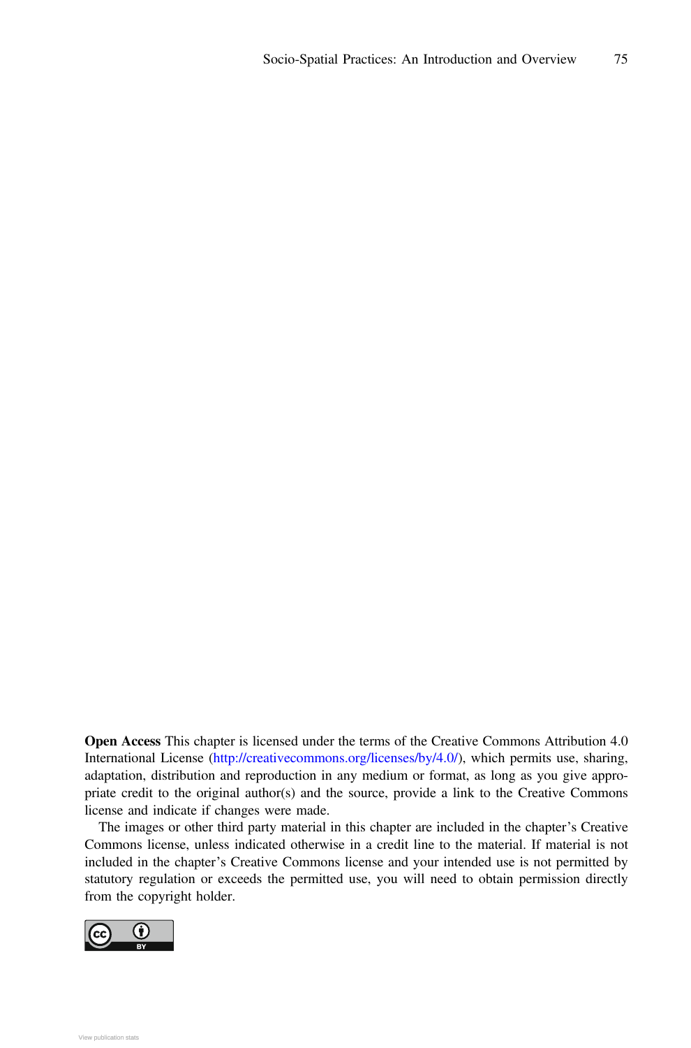**Open Access** This chapter is licensed under the terms of the Creative Commons Attribution 4.0 International License (http://creativecommons.org/licenses/by/4.0/), which permits use, sharing, adaptation, distribution and reproduction in any medium or format, as long as you give appropriate credit to the original author(s) and the source, provide a link to the Creative Commons license and indicate if changes were made.

The images or other third party material in this chapter are included in the chapter's Creative Commons license, unless indicated otherwise in a credit line to the material. If material is not included in the chapter's Creative Commons license and your intended use is not permitted by statutory regulation or exceeds the permitted use, you will need to obtain permission directly from the copyright holder.